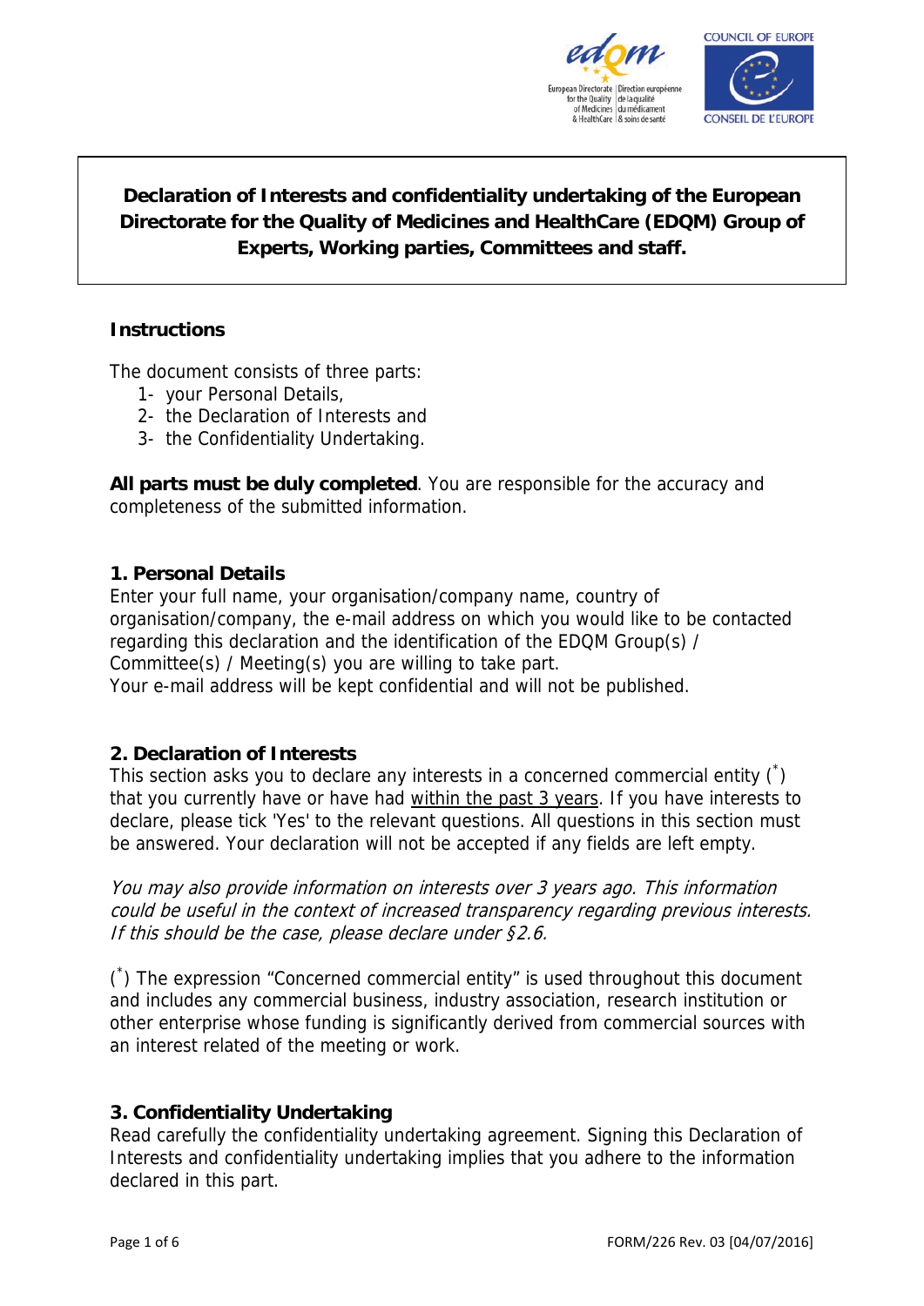# Declaration of Interests and confidentiality undertaking of the European Directorate for the Quality of Medicines and HealthCare (EDQM) Group of Experts, Working parties, Committees and staff.

## Instructions

The document consists of three parts:

1. your Personal Details,
2. the Declaration of Interests and
3. the Confidentiality Undertaking.

**All parts must be duly completed**. You are responsible for the accuracy and completeness of the submitted information.

### 1. Personal Details

Enter your full name, your organisation/company name, country of organisation/company, the e-mail address on which you would like to be contacted regarding this declaration and the identification of the EDQM Group(s) / Committee(s) / Meeting(s) you are willing to take part.
Your e-mail address will be kept confidential and will not be published.

### 2. Declaration of Interests

This section asks you to declare any interests in a concerned commercial entity (*) that you currently have or have had within the past 3 years. If you have interests to declare, please tick 'Yes' to the relevant questions. All questions in this section must be answered. Your declaration will not be accepted if any fields are left empty.

*You may also provide information on interests over 3 years ago. This information could be useful in the context of increased transparency regarding previous interests. If this should be the case, please declare under §2.6.*

(*) The expression "Concerned commercial entity" is used throughout this document and includes any commercial business, industry association, research institution or other enterprise whose funding is significantly derived from commercial sources with an interest related of the meeting or work.

### 3. Confidentiality Undertaking

Read carefully the confidentiality undertaking agreement. Signing this Declaration of Interests and confidentiality undertaking implies that you adhere to the information declared in this part.

FORM/226 Rev. 03 [04/07/2016]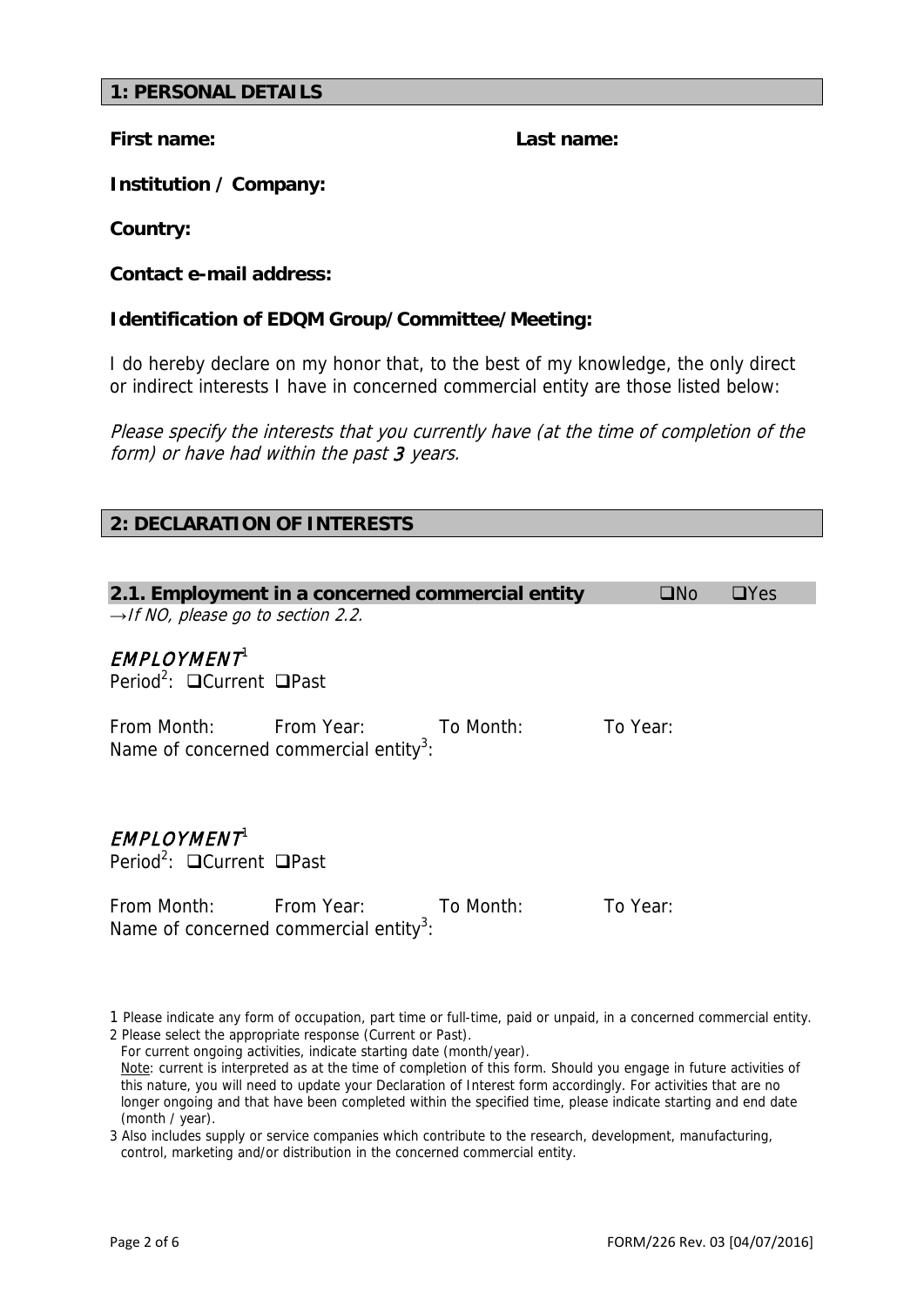## 1: PERSONAL DETAILS

**First name:** **Last name:**

**Institution / Company:**

**Country:**

**Contact e-mail address:**

**Identification of EDQM Group/Committee/Meeting:**

I do hereby declare on my honor that, to the best of my knowledge, the only direct or indirect interests I have in concerned commercial entity are those listed below:

*Please specify the interests that you currently have (at the time of completion of the form) or have had within the past **3** years.*

## 2: DECLARATION OF INTERESTS

### 2.1. Employment in a concerned commercial entity ❑No ❑Yes

*→If NO, please go to section 2.2.*

***EMPLOYMENT***[1]

Period[2]: ❑Current ❑Past

From Month: From Year: To Month: To Year:

Name of concerned commercial entity[3]:

***EMPLOYMENT***[1]

Period[2]: ❑Current ❑Past

From Month: From Year: To Month: To Year:

Name of concerned commercial entity[3]:

1 Please indicate any form of occupation, part time or full-time, paid or unpaid, in a concerned commercial entity.

2 Please select the appropriate response (Current or Past).
For current ongoing activities, indicate starting date (month/year).
Note: current is interpreted as at the time of completion of this form. Should you engage in future activities of this nature, you will need to update your Declaration of Interest form accordingly. For activities that are no longer ongoing and that have been completed within the specified time, please indicate starting and end date (month / year).

3 Also includes supply or service companies which contribute to the research, development, manufacturing, control, marketing and/or distribution in the concerned commercial entity.

FORM/226 Rev. 03 [04/07/2016]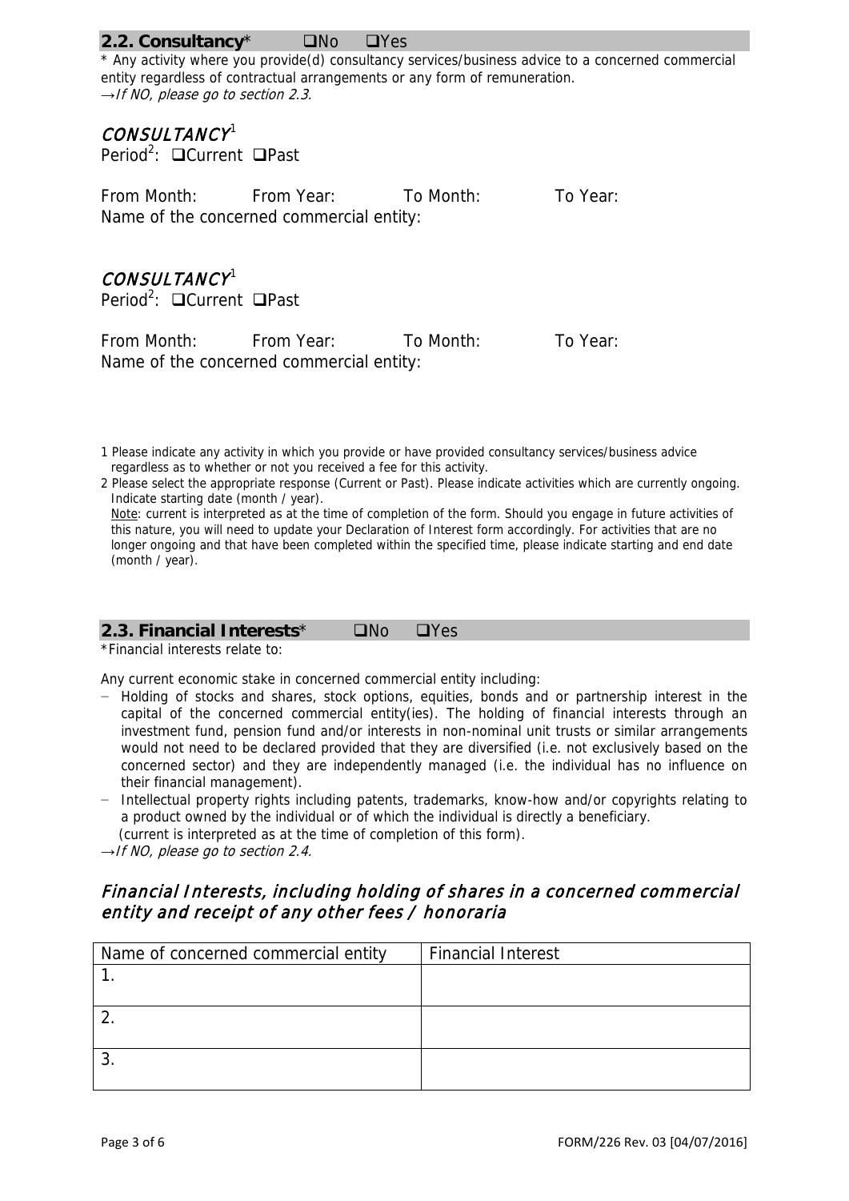## 2.2. Consultancy* ❑No ❑Yes

\* Any activity where you provide(d) consultancy services/business advice to a concerned commercial entity regardless of contractual arrangements or any form of remuneration.

→*If NO, please go to section 2.3.*

### *CONSULTANCY*[1]

Period[2]: ❑Current ❑Past

From Month: From Year: To Month: To Year:

Name of the concerned commercial entity:

### *CONSULTANCY*[1]

Period[2]: ❑Current ❑Past

From Month: From Year: To Month: To Year:

Name of the concerned commercial entity:

1 Please indicate any activity in which you provide or have provided consultancy services/business advice regardless as to whether or not you received a fee for this activity.

2 Please select the appropriate response (Current or Past). Please indicate activities which are currently ongoing. Indicate starting date (month / year).
Note: current is interpreted as at the time of completion of the form. Should you engage in future activities of this nature, you will need to update your Declaration of Interest form accordingly. For activities that are no longer ongoing and that have been completed within the specified time, please indicate starting and end date (month / year).

## 2.3. Financial Interests* ❑No ❑Yes

\*Financial interests relate to:

Any current economic stake in concerned commercial entity including:

- Holding of stocks and shares, stock options, equities, bonds and or partnership interest in the capital of the concerned commercial entity(ies). The holding of financial interests through an investment fund, pension fund and/or interests in non-nominal unit trusts or similar arrangements would not need to be declared provided that they are diversified (i.e. not exclusively based on the concerned sector) and they are independently managed (i.e. the individual has no influence on their financial management).
- Intellectual property rights including patents, trademarks, know-how and/or copyrights relating to a product owned by the individual or of which the individual is directly a beneficiary.
  (current is interpreted as at the time of completion of this form).

→*If NO, please go to section 2.4.*

### *Financial Interests, including holding of shares in a concerned commercial entity and receipt of any other fees / honoraria*

| Name of concerned commercial entity | Financial Interest |
| --- | --- |
| 1. | |
| 2. | |
| 3. | |

FORM/226 Rev. 03 [04/07/2016]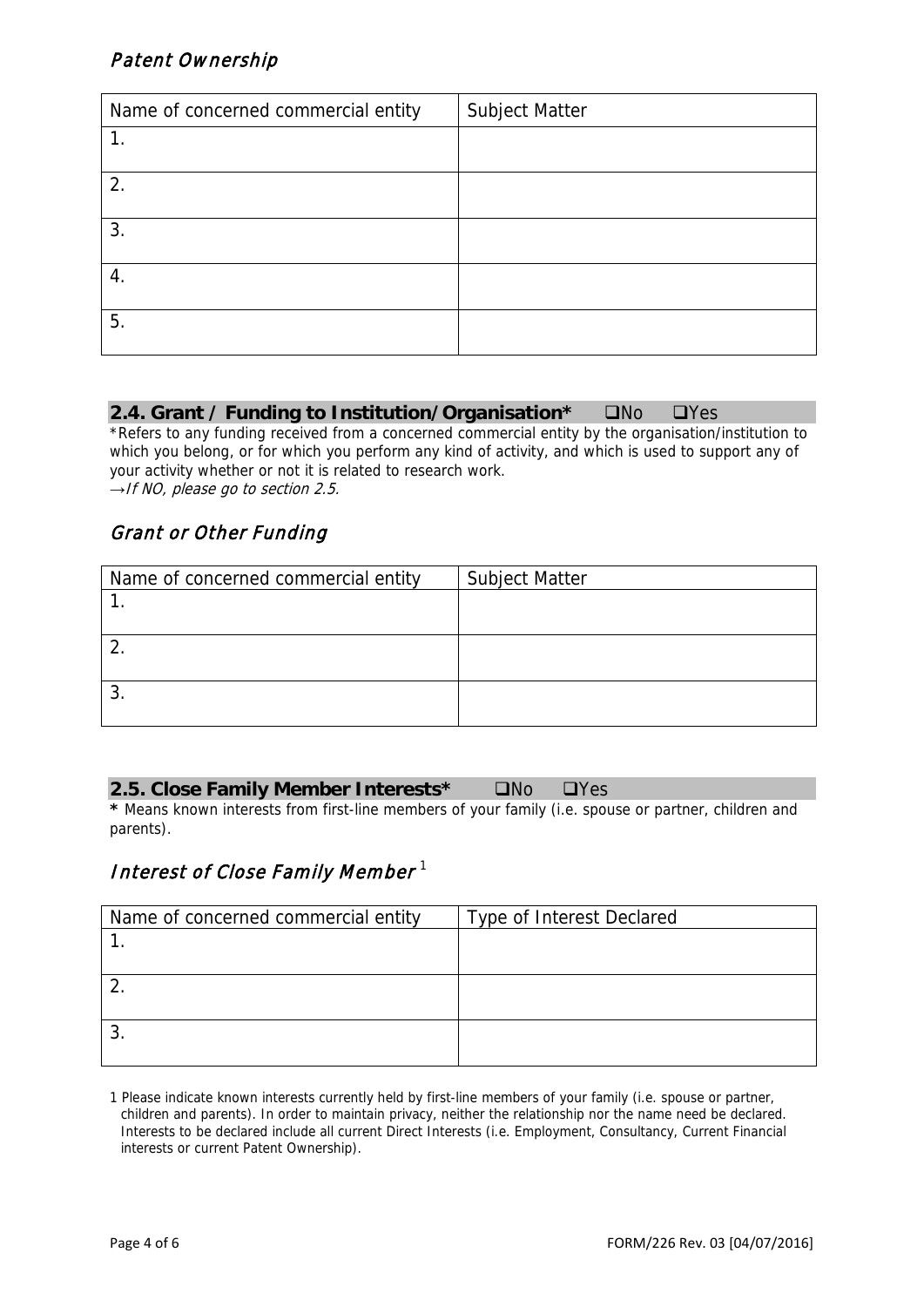### *Patent Ownership*

| Name of concerned commercial entity | Subject Matter |
|---|---|
| 1. | |
| 2. | |
| 3. | |
| 4. | |
| 5. | |

## 2.4. Grant / Funding to Institution/Organisation* ☐No ☐Yes

*Refers to any funding received from a concerned commercial entity by the organisation/institution to which you belong, or for which you perform any kind of activity, and which is used to support any of your activity whether or not it is related to research work.

→*If NO, please go to section 2.5.*

### *Grant or Other Funding*

| Name of concerned commercial entity | Subject Matter |
|---|---|
| 1. | |
| 2. | |
| 3. | |

## 2.5. Close Family Member Interests* ☐No ☐Yes

* Means known interests from first-line members of your family (i.e. spouse or partner, children and parents).

### *Interest of Close Family Member* [1]

| Name of concerned commercial entity | Type of Interest Declared |
|---|---|
| 1. | |
| 2. | |
| 3. | |

1 Please indicate known interests currently held by first-line members of your family (i.e. spouse or partner, children and parents). In order to maintain privacy, neither the relationship nor the name need be declared. Interests to be declared include all current Direct Interests (i.e. Employment, Consultancy, Current Financial interests or current Patent Ownership).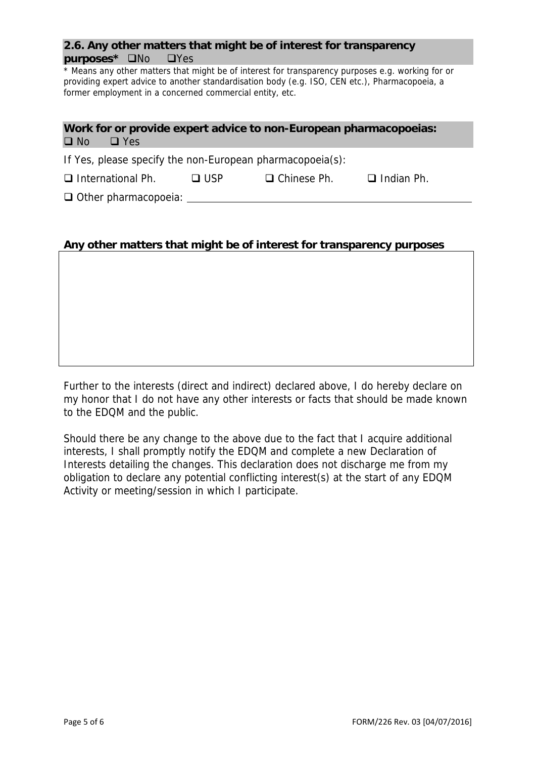**2.6. Any other matters that might be of interest for transparency purposes*** ❑No ❑Yes

* Means any other matters that might be of interest for transparency purposes e.g. working for or providing expert advice to another standardisation body (e.g. ISO, CEN etc.), Pharmacopoeia, a former employment in a concerned commercial entity, etc.

**Work for or provide expert advice to non-European pharmacopoeias:**
❑ No ❑ Yes

If Yes, please specify the non-European pharmacopoeia(s):

❑ International Ph. ❑ USP ❑ Chinese Ph. ❑ Indian Ph.

❑ Other pharmacopoeia: \_\_\_\_\_\_\_\_\_\_\_\_\_\_\_\_\_\_\_\_\_\_\_\_\_\_\_\_\_\_\_\_

**Any other matters that might be of interest for transparency purposes**

| |
|---|
| |

Further to the interests (direct and indirect) declared above, I do hereby declare on my honor that I do not have any other interests or facts that should be made known to the EDQM and the public.

Should there be any change to the above due to the fact that I acquire additional interests, I shall promptly notify the EDQM and complete a new Declaration of Interests detailing the changes. This declaration does not discharge me from my obligation to declare any potential conflicting interest(s) at the start of any EDQM Activity or meeting/session in which I participate.

FORM/226 Rev. 03 [04/07/2016]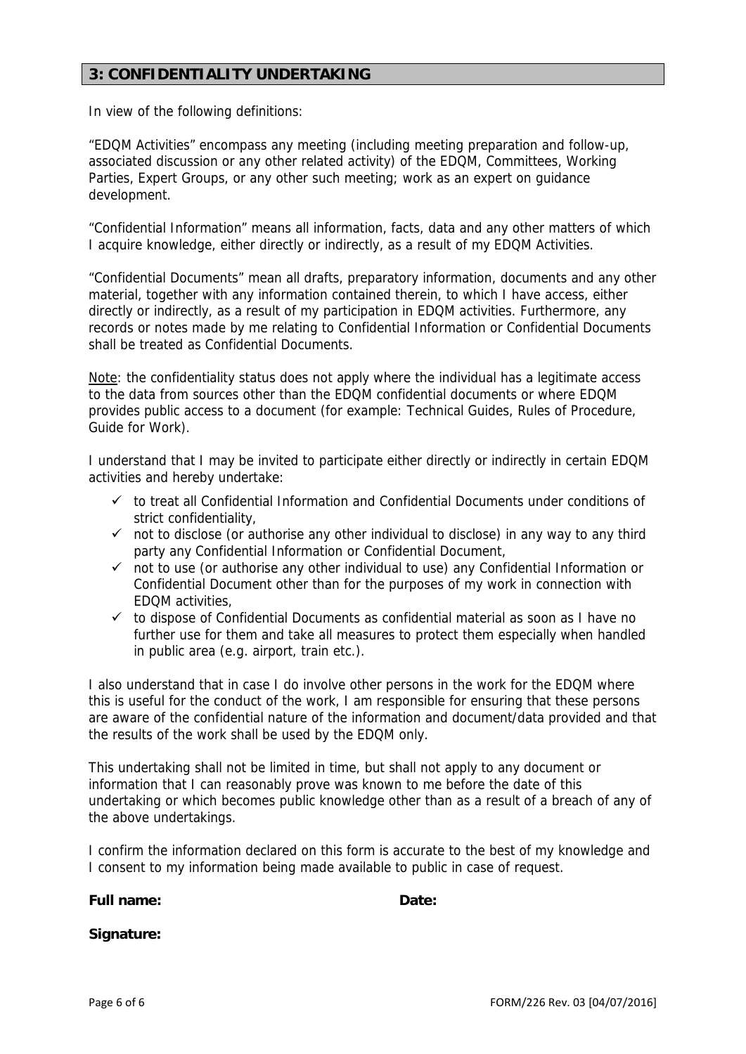## 3: CONFIDENTIALITY UNDERTAKING

In view of the following definitions:

"EDQM Activities" encompass any meeting (including meeting preparation and follow-up, associated discussion or any other related activity) of the EDQM, Committees, Working Parties, Expert Groups, or any other such meeting; work as an expert on guidance development.

"Confidential Information" means all information, facts, data and any other matters of which I acquire knowledge, either directly or indirectly, as a result of my EDQM Activities.

"Confidential Documents" mean all drafts, preparatory information, documents and any other material, together with any information contained therein, to which I have access, either directly or indirectly, as a result of my participation in EDQM activities. Furthermore, any records or notes made by me relating to Confidential Information or Confidential Documents shall be treated as Confidential Documents.

Note: the confidentiality status does not apply where the individual has a legitimate access to the data from sources other than the EDQM confidential documents or where EDQM provides public access to a document (for example: Technical Guides, Rules of Procedure, Guide for Work).

I understand that I may be invited to participate either directly or indirectly in certain EDQM activities and hereby undertake:

- ✓ to treat all Confidential Information and Confidential Documents under conditions of strict confidentiality,
- ✓ not to disclose (or authorise any other individual to disclose) in any way to any third party any Confidential Information or Confidential Document,
- ✓ not to use (or authorise any other individual to use) any Confidential Information or Confidential Document other than for the purposes of my work in connection with EDQM activities,
- ✓ to dispose of Confidential Documents as confidential material as soon as I have no further use for them and take all measures to protect them especially when handled in public area (e.g. airport, train etc.).

I also understand that in case I do involve other persons in the work for the EDQM where this is useful for the conduct of the work, I am responsible for ensuring that these persons are aware of the confidential nature of the information and document/data provided and that the results of the work shall be used by the EDQM only.

This undertaking shall not be limited in time, but shall not apply to any document or information that I can reasonably prove was known to me before the date of this undertaking or which becomes public knowledge other than as a result of a breach of any of the above undertakings.

I confirm the information declared on this form is accurate to the best of my knowledge and I consent to my information being made available to public in case of request.

**Full name:** **Date:**

**Signature:**

FORM/226 Rev. 03 [04/07/2016]